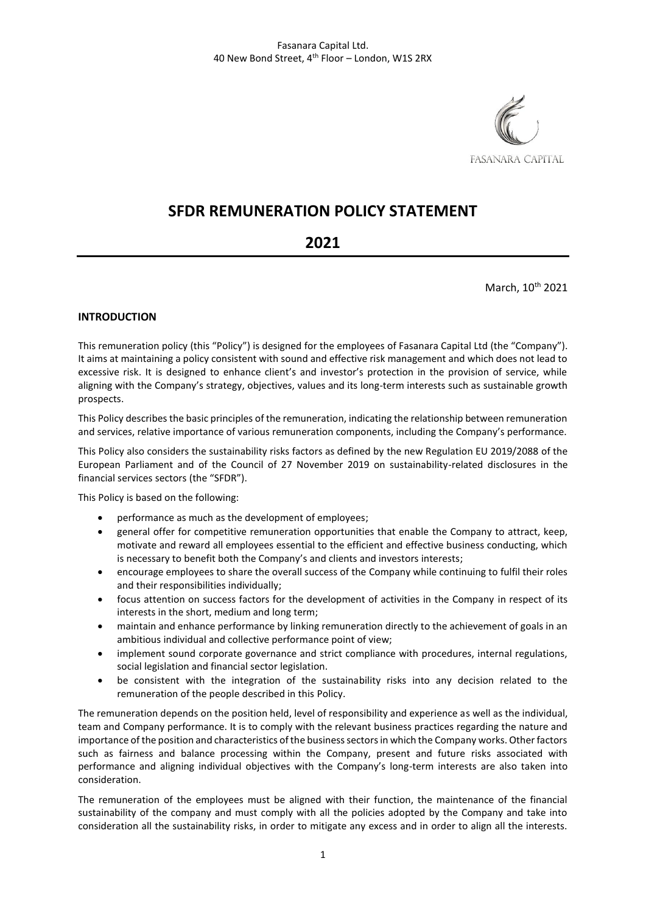Fasanara Capital Ltd.
40 New Bond Street, 4th Floor – London, W1S 2RX

# SFDR REMUNERATION POLICY STATEMENT

# 2021

March, 10th 2021

## INTRODUCTION

This remuneration policy (this "Policy") is designed for the employees of Fasanara Capital Ltd (the "Company"). It aims at maintaining a policy consistent with sound and effective risk management and which does not lead to excessive risk. It is designed to enhance client's and investor's protection in the provision of service, while aligning with the Company's strategy, objectives, values and its long-term interests such as sustainable growth prospects.

This Policy describes the basic principles of the remuneration, indicating the relationship between remuneration and services, relative importance of various remuneration components, including the Company's performance.

This Policy also considers the sustainability risks factors as defined by the new Regulation EU 2019/2088 of the European Parliament and of the Council of 27 November 2019 on sustainability-related disclosures in the financial services sectors (the "SFDR").

This Policy is based on the following:

- performance as much as the development of employees;
- general offer for competitive remuneration opportunities that enable the Company to attract, keep, motivate and reward all employees essential to the efficient and effective business conducting, which is necessary to benefit both the Company's and clients and investors interests;
- encourage employees to share the overall success of the Company while continuing to fulfil their roles and their responsibilities individually;
- focus attention on success factors for the development of activities in the Company in respect of its interests in the short, medium and long term;
- maintain and enhance performance by linking remuneration directly to the achievement of goals in an ambitious individual and collective performance point of view;
- implement sound corporate governance and strict compliance with procedures, internal regulations, social legislation and financial sector legislation.
- be consistent with the integration of the sustainability risks into any decision related to the remuneration of the people described in this Policy.

The remuneration depends on the position held, level of responsibility and experience as well as the individual, team and Company performance. It is to comply with the relevant business practices regarding the nature and importance of the position and characteristics of the business sectors in which the Company works. Other factors such as fairness and balance processing within the Company, present and future risks associated with performance and aligning individual objectives with the Company's long-term interests are also taken into consideration.

The remuneration of the employees must be aligned with their function, the maintenance of the financial sustainability of the company and must comply with all the policies adopted by the Company and take into consideration all the sustainability risks, in order to mitigate any excess and in order to align all the interests.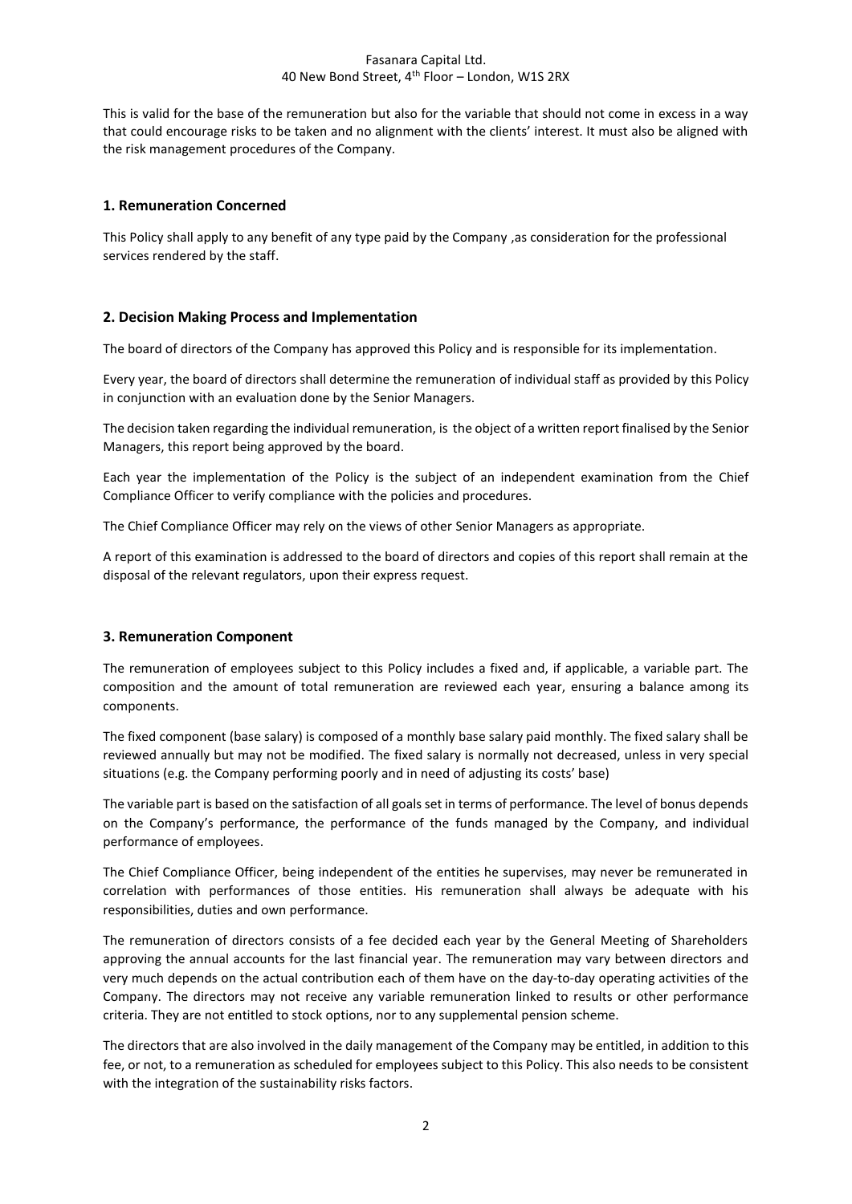This is valid for the base of the remuneration but also for the variable that should not come in excess in a way that could encourage risks to be taken and no alignment with the clients' interest. It must also be aligned with the risk management procedures of the Company.

## 1. Remuneration Concerned

This Policy shall apply to any benefit of any type paid by the Company ,as consideration for the professional services rendered by the staff.

## 2. Decision Making Process and Implementation

The board of directors of the Company has approved this Policy and is responsible for its implementation.

Every year, the board of directors shall determine the remuneration of individual staff as provided by this Policy in conjunction with an evaluation done by the Senior Managers.

The decision taken regarding the individual remuneration, is the object of a written report finalised by the Senior Managers, this report being approved by the board.

Each year the implementation of the Policy is the subject of an independent examination from the Chief Compliance Officer to verify compliance with the policies and procedures.

The Chief Compliance Officer may rely on the views of other Senior Managers as appropriate.

A report of this examination is addressed to the board of directors and copies of this report shall remain at the disposal of the relevant regulators, upon their express request.

## 3. Remuneration Component

The remuneration of employees subject to this Policy includes a fixed and, if applicable, a variable part. The composition and the amount of total remuneration are reviewed each year, ensuring a balance among its components.

The fixed component (base salary) is composed of a monthly base salary paid monthly. The fixed salary shall be reviewed annually but may not be modified. The fixed salary is normally not decreased, unless in very special situations (e.g. the Company performing poorly and in need of adjusting its costs' base)

The variable part is based on the satisfaction of all goals set in terms of performance. The level of bonus depends on the Company's performance, the performance of the funds managed by the Company, and individual performance of employees.

The Chief Compliance Officer, being independent of the entities he supervises, may never be remunerated in correlation with performances of those entities. His remuneration shall always be adequate with his responsibilities, duties and own performance.

The remuneration of directors consists of a fee decided each year by the General Meeting of Shareholders approving the annual accounts for the last financial year. The remuneration may vary between directors and very much depends on the actual contribution each of them have on the day-to-day operating activities of the Company. The directors may not receive any variable remuneration linked to results or other performance criteria. They are not entitled to stock options, nor to any supplemental pension scheme.

The directors that are also involved in the daily management of the Company may be entitled, in addition to this fee, or not, to a remuneration as scheduled for employees subject to this Policy. This also needs to be consistent with the integration of the sustainability risks factors.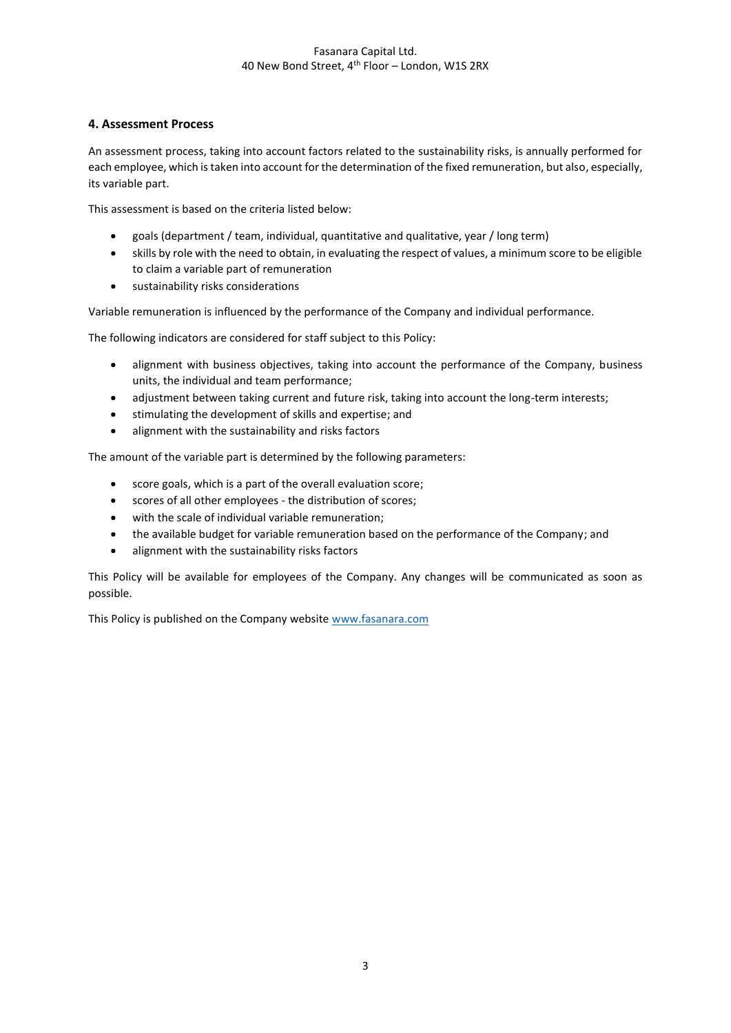## 4. Assessment Process

An assessment process, taking into account factors related to the sustainability risks, is annually performed for each employee, which is taken into account for the determination of the fixed remuneration, but also, especially, its variable part.

This assessment is based on the criteria listed below:

- goals (department / team, individual, quantitative and qualitative, year / long term)
- skills by role with the need to obtain, in evaluating the respect of values, a minimum score to be eligible to claim a variable part of remuneration
- sustainability risks considerations

Variable remuneration is influenced by the performance of the Company and individual performance.

The following indicators are considered for staff subject to this Policy:

- alignment with business objectives, taking into account the performance of the Company, business units, the individual and team performance;
- adjustment between taking current and future risk, taking into account the long-term interests;
- stimulating the development of skills and expertise; and
- alignment with the sustainability and risks factors

The amount of the variable part is determined by the following parameters:

- score goals, which is a part of the overall evaluation score;
- scores of all other employees - the distribution of scores;
- with the scale of individual variable remuneration;
- the available budget for variable remuneration based on the performance of the Company; and
- alignment with the sustainability risks factors

This Policy will be available for employees of the Company. Any changes will be communicated as soon as possible.

This Policy is published on the Company website www.fasanara.com